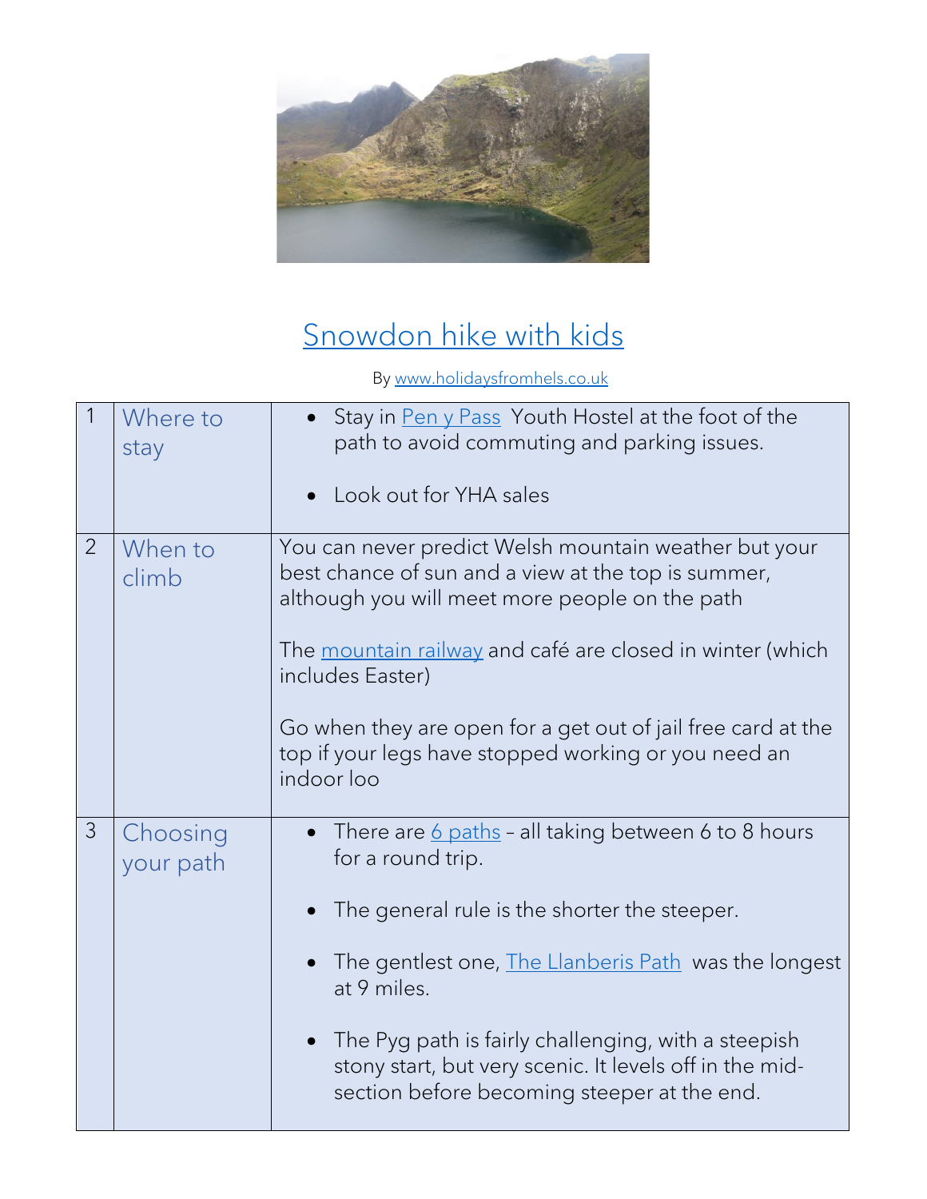# [Snowdon hike with kids](#)

By [www.holidaysfromhels.co.uk](http://www.holidaysfromhels.co.uk)

| | | |
|---|---|---|
| 1 | Where to stay | • Stay in [Pen y Pass](#) Youth Hostel at the foot of the path to avoid commuting and parking issues.<br><br>• Look out for YHA sales |
| 2 | When to climb | You can never predict Welsh mountain weather but your best chance of sun and a view at the top is summer, although you will meet more people on the path<br><br>The [mountain railway](#) and café are closed in winter (which includes Easter)<br><br>Go when they are open for a get out of jail free card at the top if your legs have stopped working or you need an indoor loo |
| 3 | Choosing your path | • There are [6 paths](#) – all taking between 6 to 8 hours for a round trip.<br><br>• The general rule is the shorter the steeper.<br><br>• The gentlest one, [The Llanberis Path](#) was the longest at 9 miles.<br><br>• The Pyg path is fairly challenging, with a steepish stony start, but very scenic. It levels off in the mid-section before becoming steeper at the end. |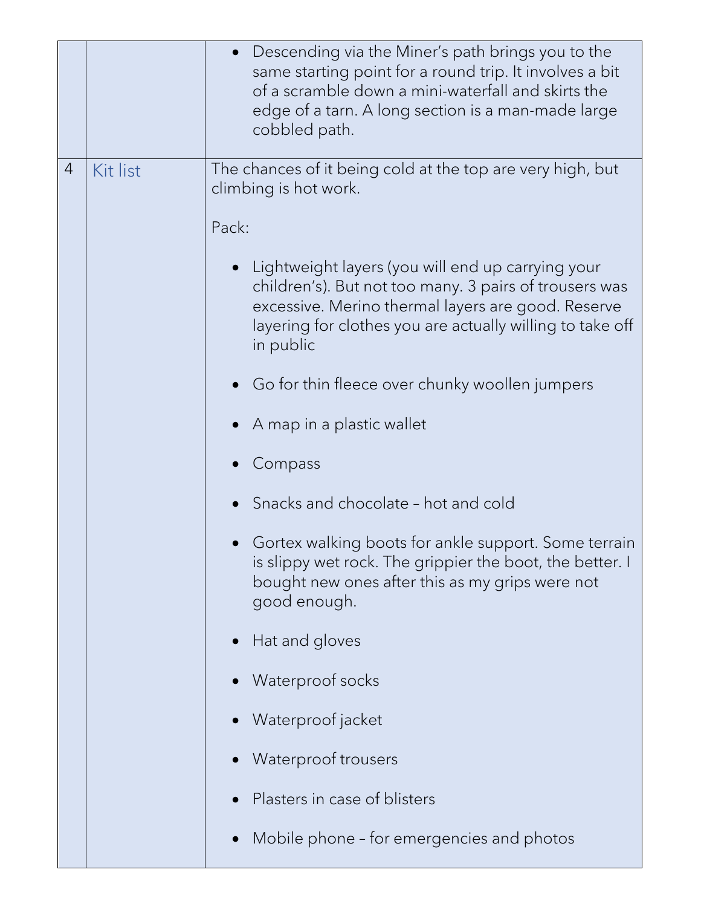| | | |
|---|---|---|
| | | <ul><li>Descending via the Miner's path brings you to the same starting point for a round trip. It involves a bit of a scramble down a mini-waterfall and skirts the edge of a tarn. A long section is a man-made large cobbled path.</li></ul> |
| 4 | Kit list | The chances of it being cold at the top are very high, but climbing is hot work.<br><br>Pack:<br><ul><li>Lightweight layers (you will end up carrying your children's). But not too many. 3 pairs of trousers was excessive. Merino thermal layers are good. Reserve layering for clothes you are actually willing to take off in public</li><li>Go for thin fleece over chunky woollen jumpers</li><li>A map in a plastic wallet</li><li>Compass</li><li>Snacks and chocolate – hot and cold</li><li>Gortex walking boots for ankle support. Some terrain is slippy wet rock. The grippier the boot, the better. I bought new ones after this as my grips were not good enough.</li><li>Hat and gloves</li><li>Waterproof socks</li><li>Waterproof jacket</li><li>Waterproof trousers</li><li>Plasters in case of blisters</li><li>Mobile phone – for emergencies and photos</li></ul> |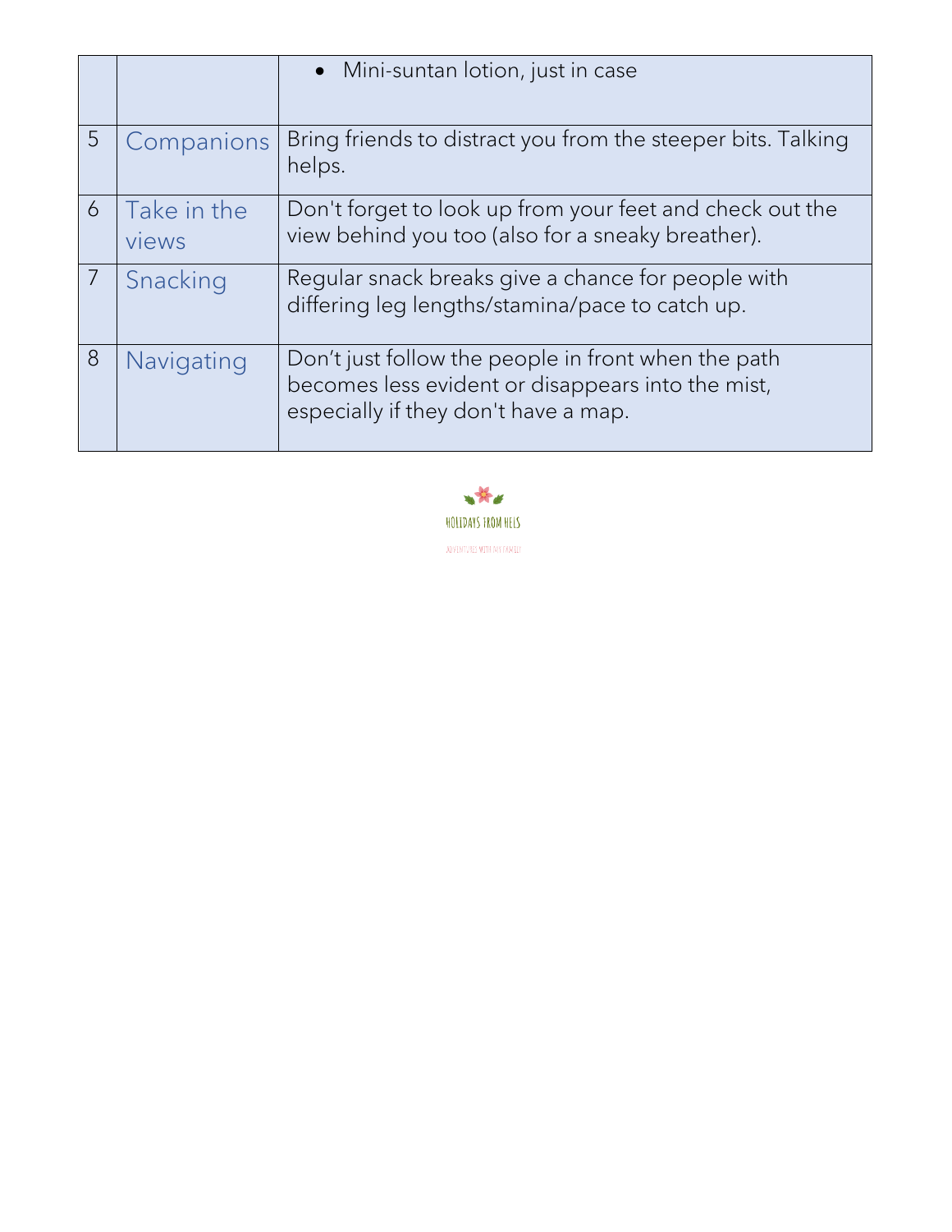| | | |
|---|---|---|
| | | • Mini-suntan lotion, just in case |
| 5 | Companions | Bring friends to distract you from the steeper bits. Talking helps. |
| 6 | Take in the views | Don't forget to look up from your feet and check out the view behind you too (also for a sneaky breather). |
| 7 | Snacking | Regular snack breaks give a chance for people with differing leg lengths/stamina/pace to catch up. |
| 8 | Navigating | Don't just follow the people in front when the path becomes less evident or disappears into the mist, especially if they don't have a map. |

HOLIDAYS FROM HELS

ADVENTURES WITH MY FAMILY